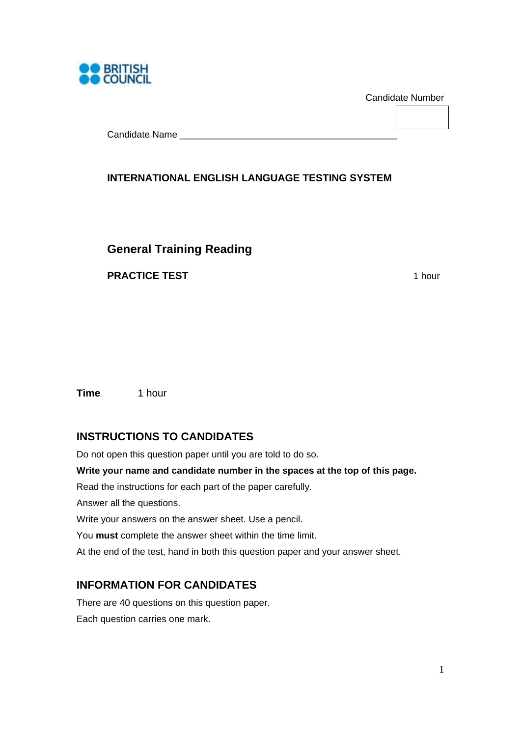BRITISH COUNCIL

Candidate Number

Candidate Name ___________________________________________

**INTERNATIONAL ENGLISH LANGUAGE TESTING SYSTEM**

# General Training Reading

**PRACTICE TEST** 1 hour

**Time** 1 hour

## INSTRUCTIONS TO CANDIDATES

Do not open this question paper until you are told to do so.

**Write your name and candidate number in the spaces at the top of this page.**

Read the instructions for each part of the paper carefully.

Answer all the questions.

Write your answers on the answer sheet. Use a pencil.

You **must** complete the answer sheet within the time limit.

At the end of the test, hand in both this question paper and your answer sheet.

## INFORMATION FOR CANDIDATES

There are 40 questions on this question paper.

Each question carries one mark.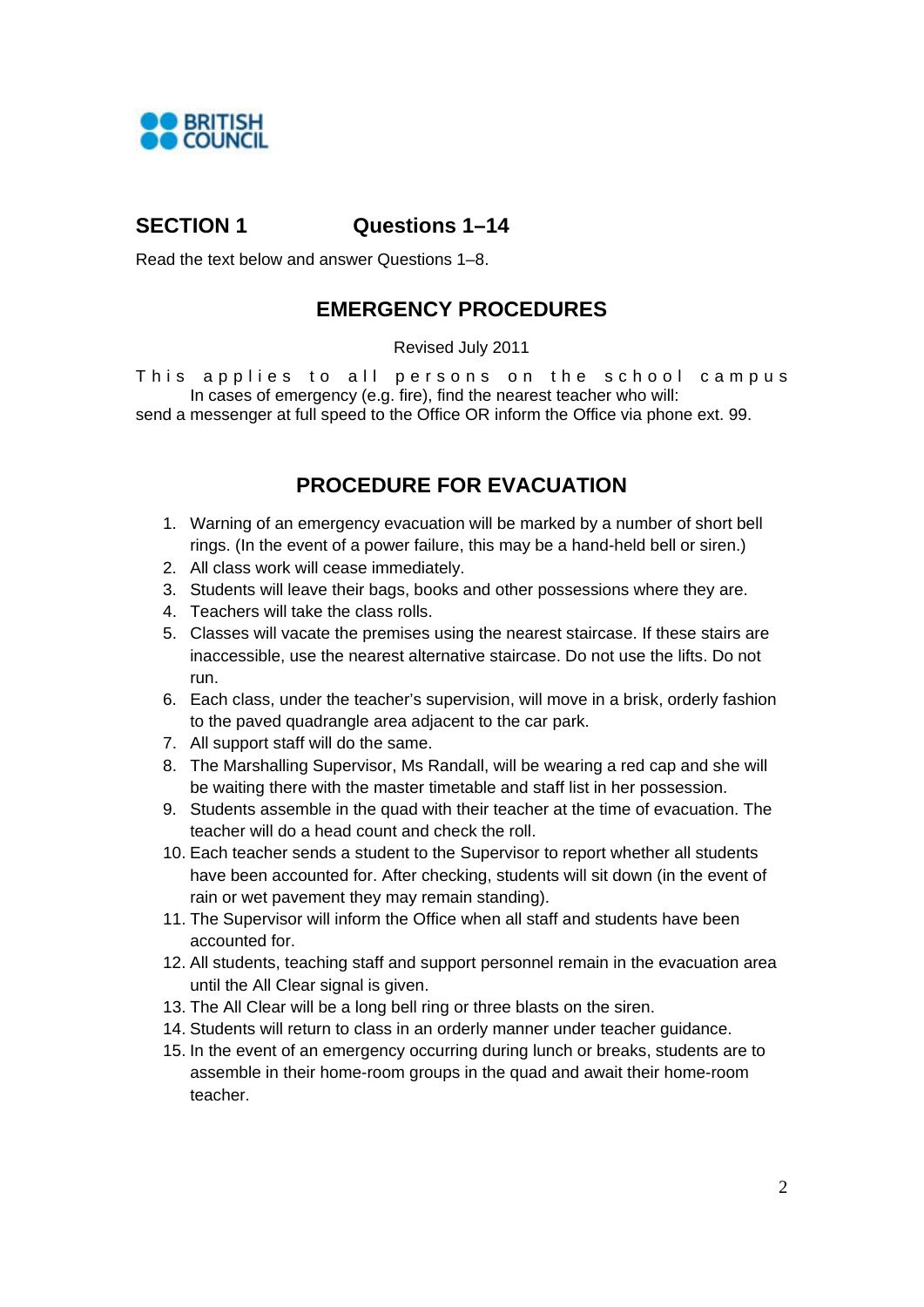## SECTION 1 Questions 1–14

Read the text below and answer Questions 1–8.

## EMERGENCY PROCEDURES

Revised July 2011

This applies to all persons on the school campus

In cases of emergency (e.g. fire), find the nearest teacher who will:

send a messenger at full speed to the Office OR inform the Office via phone ext. 99.

## PROCEDURE FOR EVACUATION

1. Warning of an emergency evacuation will be marked by a number of short bell rings. (In the event of a power failure, this may be a hand-held bell or siren.)
2. All class work will cease immediately.
3. Students will leave their bags, books and other possessions where they are.
4. Teachers will take the class rolls.
5. Classes will vacate the premises using the nearest staircase. If these stairs are inaccessible, use the nearest alternative staircase. Do not use the lifts. Do not run.
6. Each class, under the teacher's supervision, will move in a brisk, orderly fashion to the paved quadrangle area adjacent to the car park.
7. All support staff will do the same.
8. The Marshalling Supervisor, Ms Randall, will be wearing a red cap and she will be waiting there with the master timetable and staff list in her possession.
9. Students assemble in the quad with their teacher at the time of evacuation. The teacher will do a head count and check the roll.
10. Each teacher sends a student to the Supervisor to report whether all students have been accounted for. After checking, students will sit down (in the event of rain or wet pavement they may remain standing).
11. The Supervisor will inform the Office when all staff and students have been accounted for.
12. All students, teaching staff and support personnel remain in the evacuation area until the All Clear signal is given.
13. The All Clear will be a long bell ring or three blasts on the siren.
14. Students will return to class in an orderly manner under teacher guidance.
15. In the event of an emergency occurring during lunch or breaks, students are to assemble in their home-room groups in the quad and await their home-room teacher.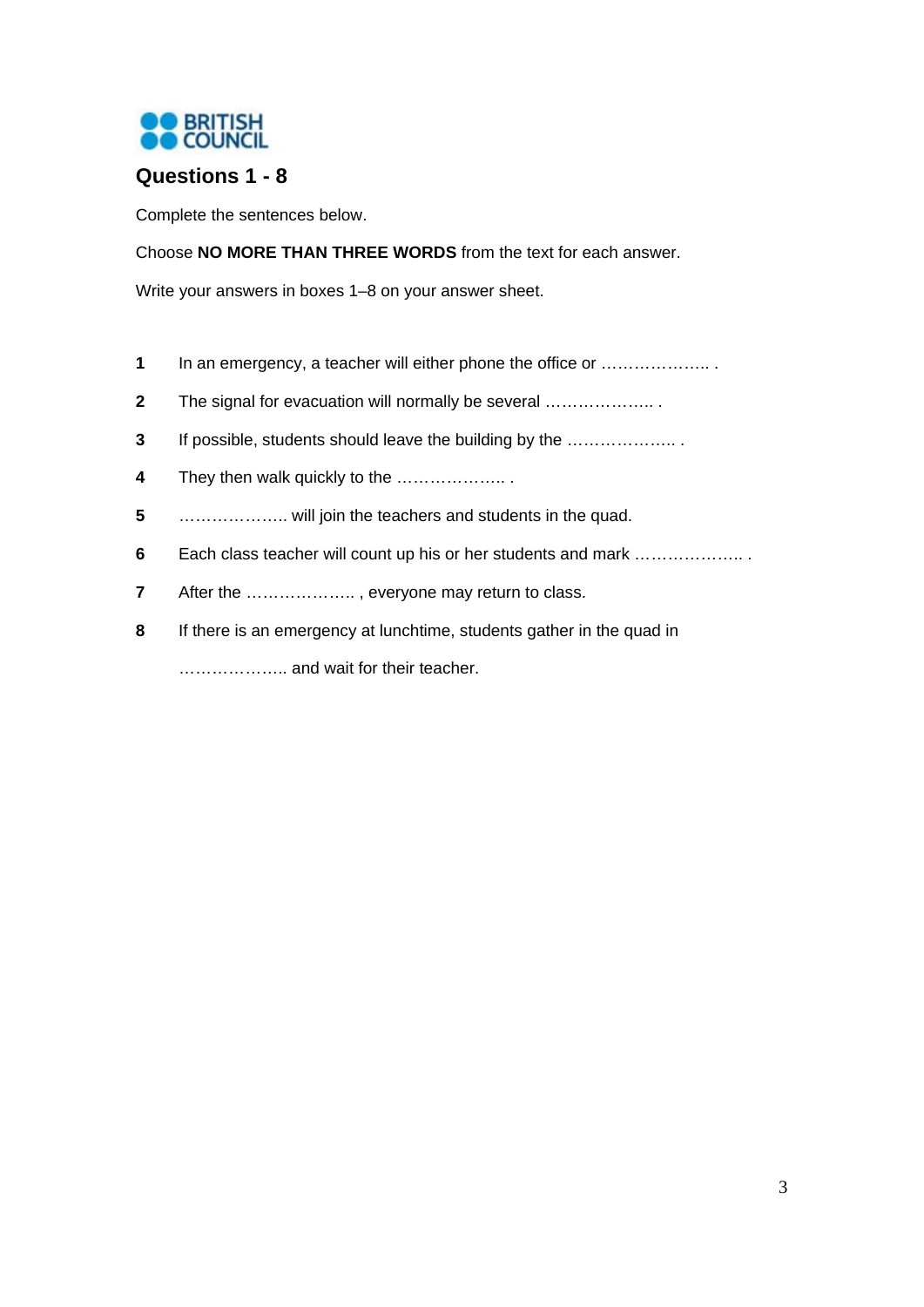BRITISH COUNCIL

## Questions 1 - 8

Complete the sentences below.

Choose **NO MORE THAN THREE WORDS** from the text for each answer.

Write your answers in boxes 1–8 on your answer sheet.

**1** In an emergency, a teacher will either phone the office or ……………….. .

**2** The signal for evacuation will normally be several ……………….. .

**3** If possible, students should leave the building by the ……………….. .

**4** They then walk quickly to the ……………….. .

**5** ……………….. will join the teachers and students in the quad.

**6** Each class teacher will count up his or her students and mark ……………….. .

**7** After the ……………….. , everyone may return to class.

**8** If there is an emergency at lunchtime, students gather in the quad in ……………….. and wait for their teacher.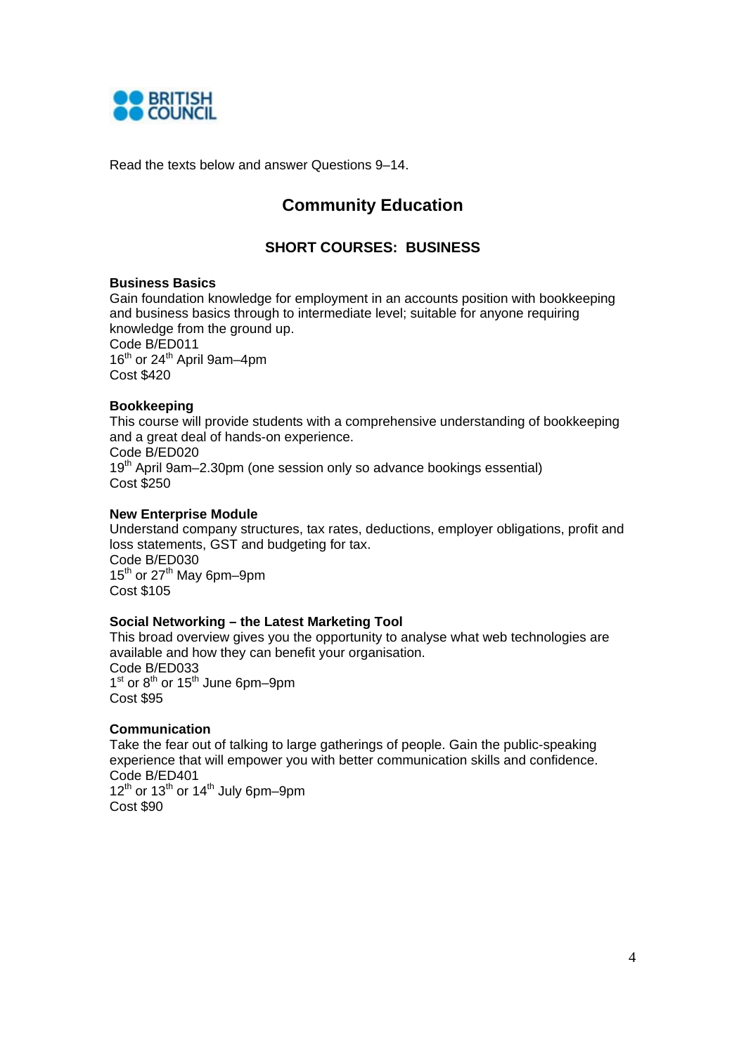Read the texts below and answer Questions 9–14.

# Community Education

## SHORT COURSES: BUSINESS

**Business Basics**
Gain foundation knowledge for employment in an accounts position with bookkeeping and business basics through to intermediate level; suitable for anyone requiring knowledge from the ground up.
Code B/ED011
16th or 24th April 9am–4pm
Cost $420

**Bookkeeping**
This course will provide students with a comprehensive understanding of bookkeeping and a great deal of hands-on experience.
Code B/ED020
19th April 9am–2.30pm (one session only so advance bookings essential)
Cost $250

**New Enterprise Module**
Understand company structures, tax rates, deductions, employer obligations, profit and loss statements, GST and budgeting for tax.
Code B/ED030
15th or 27th May 6pm–9pm
Cost $105

**Social Networking – the Latest Marketing Tool**
This broad overview gives you the opportunity to analyse what web technologies are available and how they can benefit your organisation.
Code B/ED033
1st or 8th or 15th June 6pm–9pm
Cost $95

**Communication**
Take the fear out of talking to large gatherings of people. Gain the public-speaking experience that will empower you with better communication skills and confidence.
Code B/ED401
12th or 13th or 14th July 6pm–9pm
Cost $90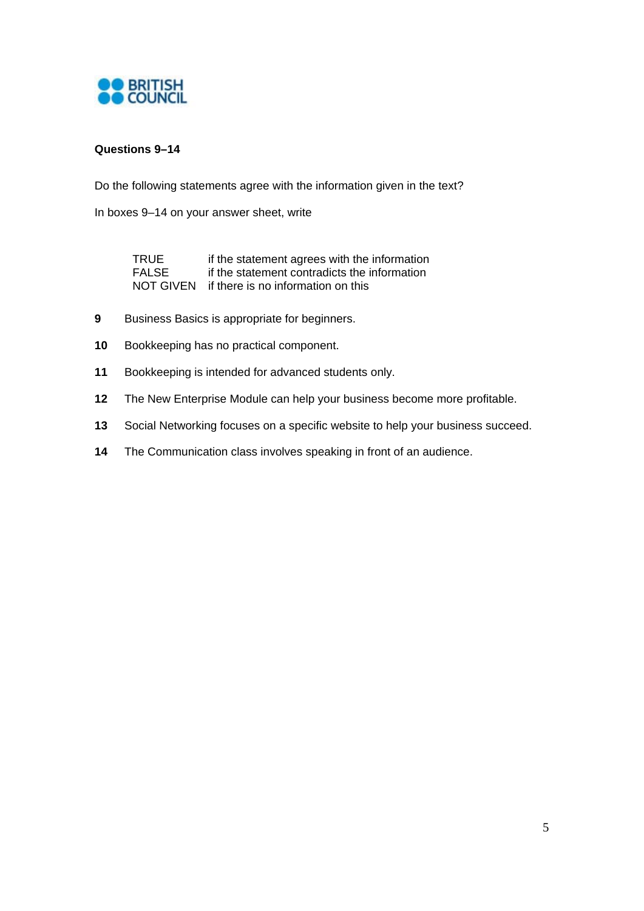**Questions 9–14**

Do the following statements agree with the information given in the text?

In boxes 9–14 on your answer sheet, write

| | |
|---|---|
| TRUE | if the statement agrees with the information |
| FALSE | if the statement contradicts the information |
| NOT GIVEN | if there is no information on this |

**9** Business Basics is appropriate for beginners.

**10** Bookkeeping has no practical component.

**11** Bookkeeping is intended for advanced students only.

**12** The New Enterprise Module can help your business become more profitable.

**13** Social Networking focuses on a specific website to help your business succeed.

**14** The Communication class involves speaking in front of an audience.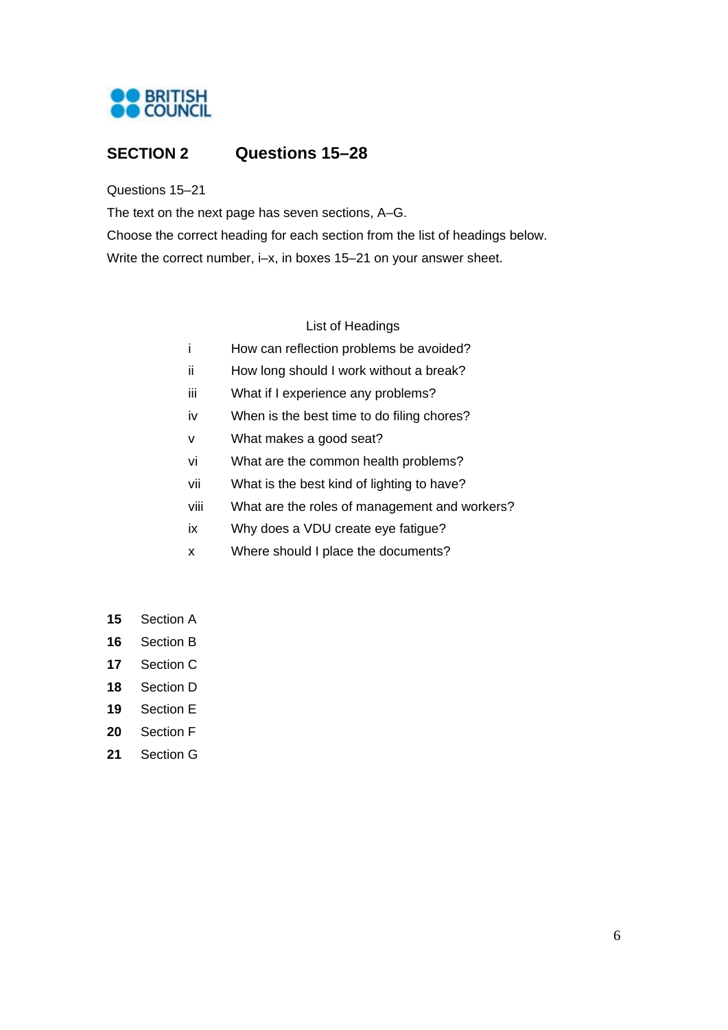## SECTION 2 Questions 15–28

Questions 15–21

The text on the next page has seven sections, A–G.

Choose the correct heading for each section from the list of headings below.

Write the correct number, i–x, in boxes 15–21 on your answer sheet.

List of Headings

| | |
|---|---|
| i | How can reflection problems be avoided? |
| ii | How long should I work without a break? |
| iii | What if I experience any problems? |
| iv | When is the best time to do filing chores? |
| v | What makes a good seat? |
| vi | What are the common health problems? |
| vii | What is the best kind of lighting to have? |
| viii | What are the roles of management and workers? |
| ix | Why does a VDU create eye fatigue? |
| x | Where should I place the documents? |

**15** Section A

**16** Section B

**17** Section C

**18** Section D

**19** Section E

**20** Section F

**21** Section G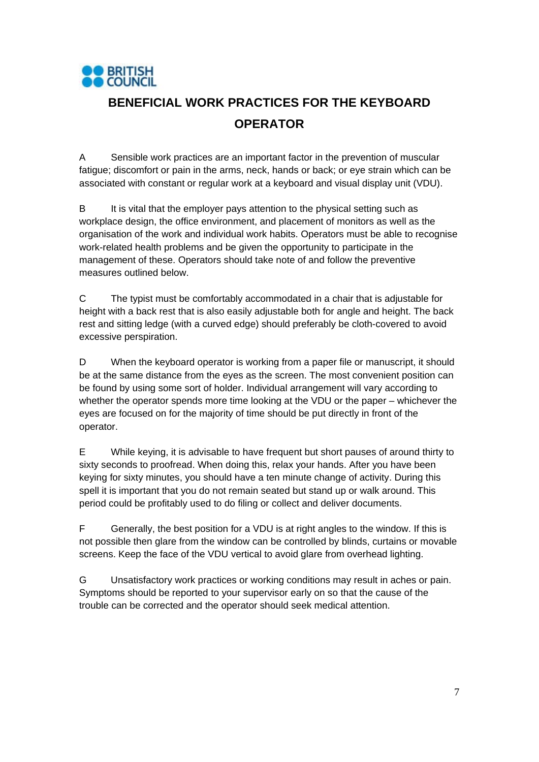BRITISH COUNCIL

# BENEFICIAL WORK PRACTICES FOR THE KEYBOARD OPERATOR

A Sensible work practices are an important factor in the prevention of muscular fatigue; discomfort or pain in the arms, neck, hands or back; or eye strain which can be associated with constant or regular work at a keyboard and visual display unit (VDU).

B It is vital that the employer pays attention to the physical setting such as workplace design, the office environment, and placement of monitors as well as the organisation of the work and individual work habits. Operators must be able to recognise work-related health problems and be given the opportunity to participate in the management of these. Operators should take note of and follow the preventive measures outlined below.

C The typist must be comfortably accommodated in a chair that is adjustable for height with a back rest that is also easily adjustable both for angle and height. The back rest and sitting ledge (with a curved edge) should preferably be cloth-covered to avoid excessive perspiration.

D When the keyboard operator is working from a paper file or manuscript, it should be at the same distance from the eyes as the screen. The most convenient position can be found by using some sort of holder. Individual arrangement will vary according to whether the operator spends more time looking at the VDU or the paper – whichever the eyes are focused on for the majority of time should be put directly in front of the operator.

E While keying, it is advisable to have frequent but short pauses of around thirty to sixty seconds to proofread. When doing this, relax your hands. After you have been keying for sixty minutes, you should have a ten minute change of activity. During this spell it is important that you do not remain seated but stand up or walk around. This period could be profitably used to do filing or collect and deliver documents.

F Generally, the best position for a VDU is at right angles to the window. If this is not possible then glare from the window can be controlled by blinds, curtains or movable screens. Keep the face of the VDU vertical to avoid glare from overhead lighting.

G Unsatisfactory work practices or working conditions may result in aches or pain. Symptoms should be reported to your supervisor early on so that the cause of the trouble can be corrected and the operator should seek medical attention.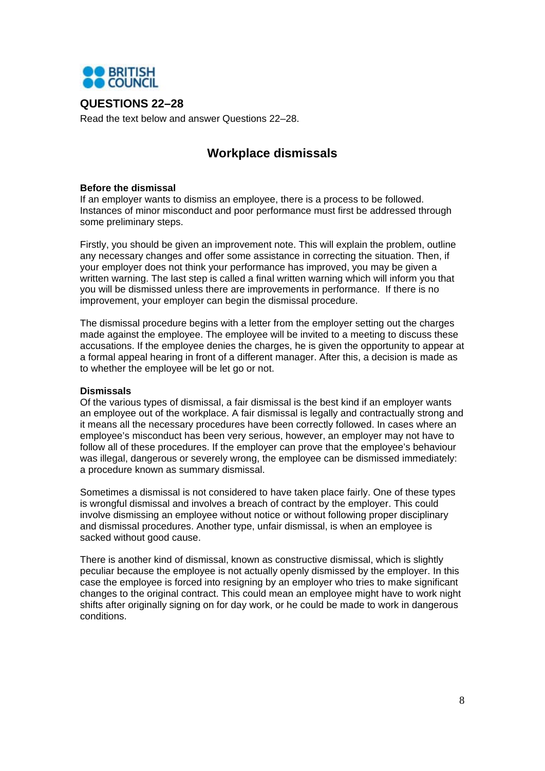## QUESTIONS 22–28

Read the text below and answer Questions 22–28.

# Workplace dismissals

**Before the dismissal**

If an employer wants to dismiss an employee, there is a process to be followed. Instances of minor misconduct and poor performance must first be addressed through some preliminary steps.

Firstly, you should be given an improvement note. This will explain the problem, outline any necessary changes and offer some assistance in correcting the situation. Then, if your employer does not think your performance has improved, you may be given a written warning. The last step is called a final written warning which will inform you that you will be dismissed unless there are improvements in performance. If there is no improvement, your employer can begin the dismissal procedure.

The dismissal procedure begins with a letter from the employer setting out the charges made against the employee. The employee will be invited to a meeting to discuss these accusations. If the employee denies the charges, he is given the opportunity to appear at a formal appeal hearing in front of a different manager. After this, a decision is made as to whether the employee will be let go or not.

**Dismissals**

Of the various types of dismissal, a fair dismissal is the best kind if an employer wants an employee out of the workplace. A fair dismissal is legally and contractually strong and it means all the necessary procedures have been correctly followed. In cases where an employee's misconduct has been very serious, however, an employer may not have to follow all of these procedures. If the employer can prove that the employee's behaviour was illegal, dangerous or severely wrong, the employee can be dismissed immediately: a procedure known as summary dismissal.

Sometimes a dismissal is not considered to have taken place fairly. One of these types is wrongful dismissal and involves a breach of contract by the employer. This could involve dismissing an employee without notice or without following proper disciplinary and dismissal procedures. Another type, unfair dismissal, is when an employee is sacked without good cause.

There is another kind of dismissal, known as constructive dismissal, which is slightly peculiar because the employee is not actually openly dismissed by the employer. In this case the employee is forced into resigning by an employer who tries to make significant changes to the original contract. This could mean an employee might have to work night shifts after originally signing on for day work, or he could be made to work in dangerous conditions.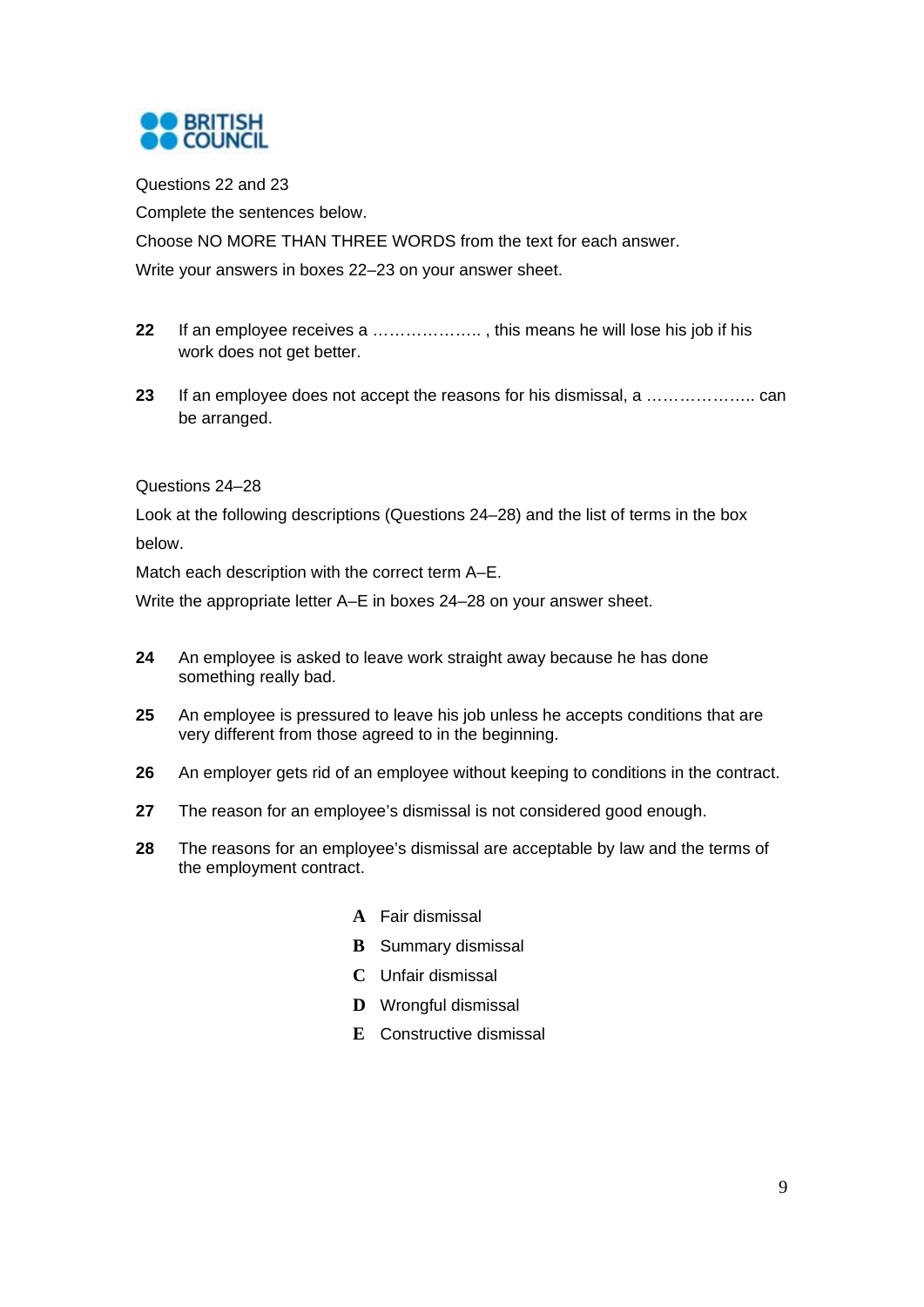BRITISH COUNCIL

Questions 22 and 23

Complete the sentences below.

Choose NO MORE THAN THREE WORDS from the text for each answer.

Write your answers in boxes 22–23 on your answer sheet.

**22** If an employee receives a ……………….. , this means he will lose his job if his work does not get better.

**23** If an employee does not accept the reasons for his dismissal, a ……………….. can be arranged.

Questions 24–28

Look at the following descriptions (Questions 24–28) and the list of terms in the box below.

Match each description with the correct term A–E.

Write the appropriate letter A–E in boxes 24–28 on your answer sheet.

**24** An employee is asked to leave work straight away because he has done something really bad.

**25** An employee is pressured to leave his job unless he accepts conditions that are very different from those agreed to in the beginning.

**26** An employer gets rid of an employee without keeping to conditions in the contract.

**27** The reason for an employee's dismissal is not considered good enough.

**28** The reasons for an employee's dismissal are acceptable by law and the terms of the employment contract.

**A** Fair dismissal
**B** Summary dismissal
**C** Unfair dismissal
**D** Wrongful dismissal
**E** Constructive dismissal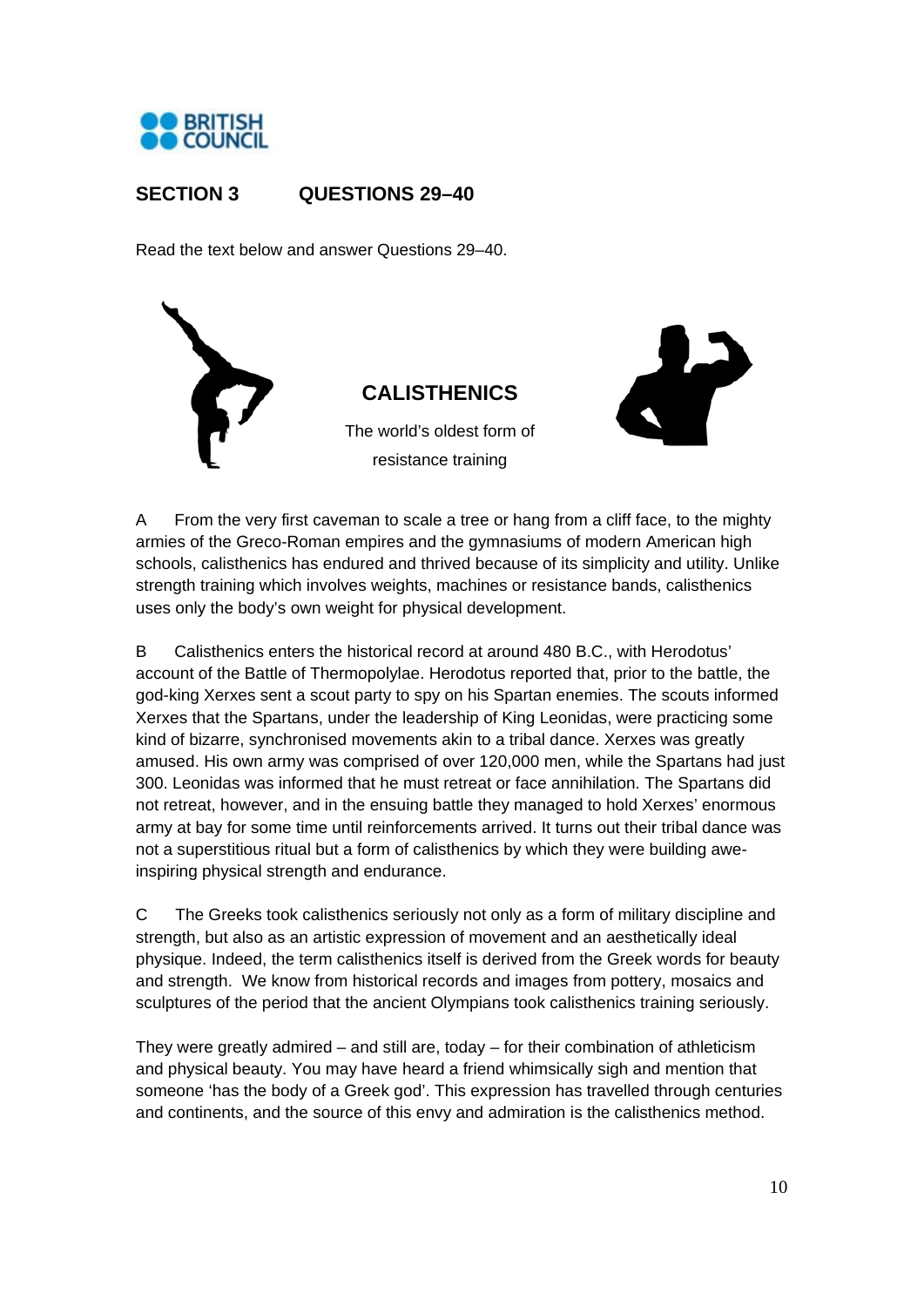## SECTION 3 QUESTIONS 29–40

Read the text below and answer Questions 29–40.

# CALISTHENICS

The world's oldest form of resistance training

A From the very first caveman to scale a tree or hang from a cliff face, to the mighty armies of the Greco-Roman empires and the gymnasiums of modern American high schools, calisthenics has endured and thrived because of its simplicity and utility. Unlike strength training which involves weights, machines or resistance bands, calisthenics uses only the body's own weight for physical development.

B Calisthenics enters the historical record at around 480 B.C., with Herodotus' account of the Battle of Thermopolylae. Herodotus reported that, prior to the battle, the god-king Xerxes sent a scout party to spy on his Spartan enemies. The scouts informed Xerxes that the Spartans, under the leadership of King Leonidas, were practicing some kind of bizarre, synchronised movements akin to a tribal dance. Xerxes was greatly amused. His own army was comprised of over 120,000 men, while the Spartans had just 300. Leonidas was informed that he must retreat or face annihilation. The Spartans did not retreat, however, and in the ensuing battle they managed to hold Xerxes' enormous army at bay for some time until reinforcements arrived. It turns out their tribal dance was not a superstitious ritual but a form of calisthenics by which they were building awe-inspiring physical strength and endurance.

C The Greeks took calisthenics seriously not only as a form of military discipline and strength, but also as an artistic expression of movement and an aesthetically ideal physique. Indeed, the term calisthenics itself is derived from the Greek words for beauty and strength. We know from historical records and images from pottery, mosaics and sculptures of the period that the ancient Olympians took calisthenics training seriously.

They were greatly admired – and still are, today – for their combination of athleticism and physical beauty. You may have heard a friend whimsically sigh and mention that someone 'has the body of a Greek god'. This expression has travelled through centuries and continents, and the source of this envy and admiration is the calisthenics method.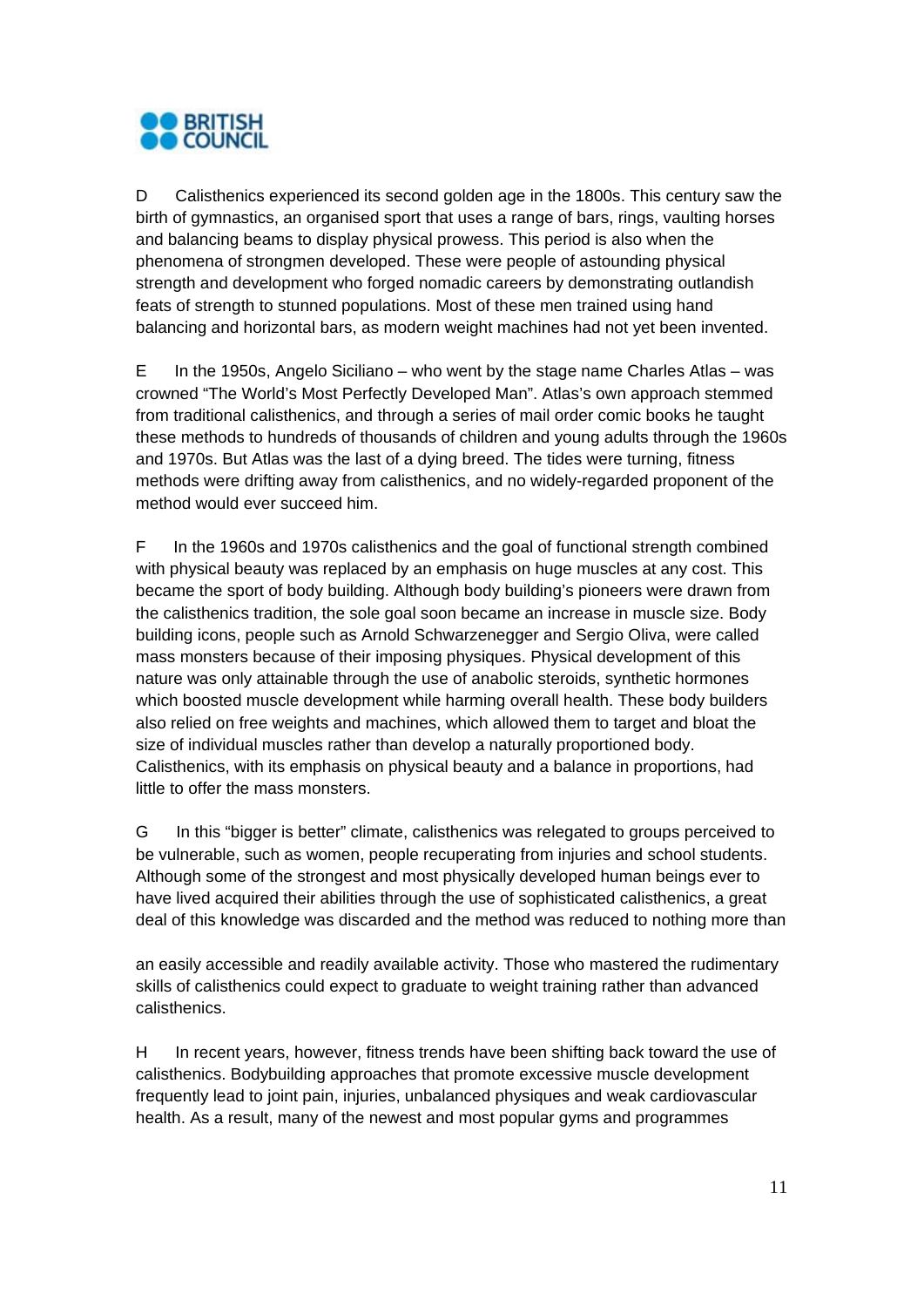D Calisthenics experienced its second golden age in the 1800s. This century saw the birth of gymnastics, an organised sport that uses a range of bars, rings, vaulting horses and balancing beams to display physical prowess. This period is also when the phenomena of strongmen developed. These were people of astounding physical strength and development who forged nomadic careers by demonstrating outlandish feats of strength to stunned populations. Most of these men trained using hand balancing and horizontal bars, as modern weight machines had not yet been invented.

E In the 1950s, Angelo Siciliano – who went by the stage name Charles Atlas – was crowned "The World's Most Perfectly Developed Man". Atlas's own approach stemmed from traditional calisthenics, and through a series of mail order comic books he taught these methods to hundreds of thousands of children and young adults through the 1960s and 1970s. But Atlas was the last of a dying breed. The tides were turning, fitness methods were drifting away from calisthenics, and no widely-regarded proponent of the method would ever succeed him.

F In the 1960s and 1970s calisthenics and the goal of functional strength combined with physical beauty was replaced by an emphasis on huge muscles at any cost. This became the sport of body building. Although body building's pioneers were drawn from the calisthenics tradition, the sole goal soon became an increase in muscle size. Body building icons, people such as Arnold Schwarzenegger and Sergio Oliva, were called mass monsters because of their imposing physiques. Physical development of this nature was only attainable through the use of anabolic steroids, synthetic hormones which boosted muscle development while harming overall health. These body builders also relied on free weights and machines, which allowed them to target and bloat the size of individual muscles rather than develop a naturally proportioned body. Calisthenics, with its emphasis on physical beauty and a balance in proportions, had little to offer the mass monsters.

G In this "bigger is better" climate, calisthenics was relegated to groups perceived to be vulnerable, such as women, people recuperating from injuries and school students. Although some of the strongest and most physically developed human beings ever to have lived acquired their abilities through the use of sophisticated calisthenics, a great deal of this knowledge was discarded and the method was reduced to nothing more than an easily accessible and readily available activity. Those who mastered the rudimentary skills of calisthenics could expect to graduate to weight training rather than advanced calisthenics.

H In recent years, however, fitness trends have been shifting back toward the use of calisthenics. Bodybuilding approaches that promote excessive muscle development frequently lead to joint pain, injuries, unbalanced physiques and weak cardiovascular health. As a result, many of the newest and most popular gyms and programmes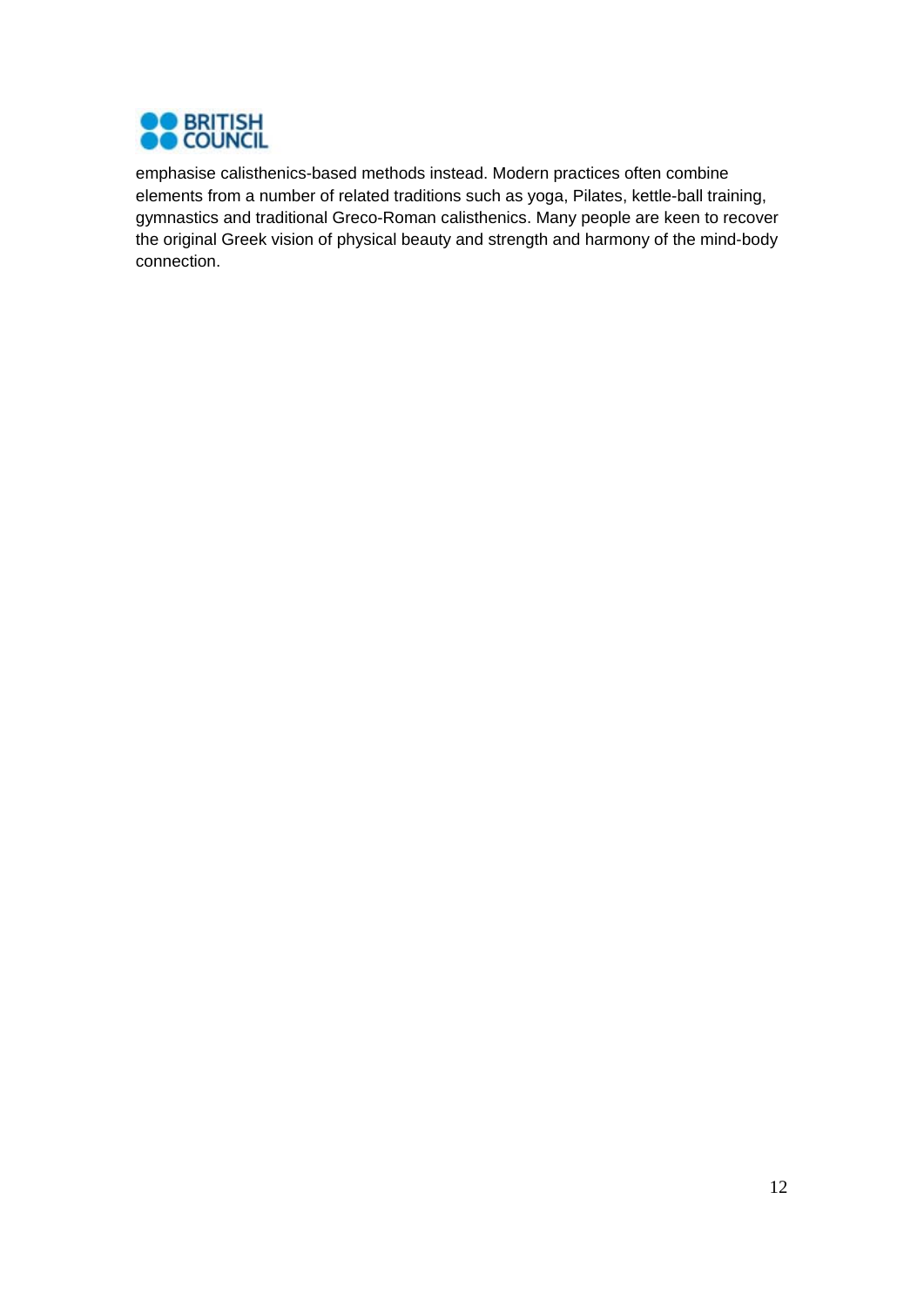emphasise calisthenics-based methods instead. Modern practices often combine elements from a number of related traditions such as yoga, Pilates, kettle-ball training, gymnastics and traditional Greco-Roman calisthenics. Many people are keen to recover the original Greek vision of physical beauty and strength and harmony of the mind-body connection.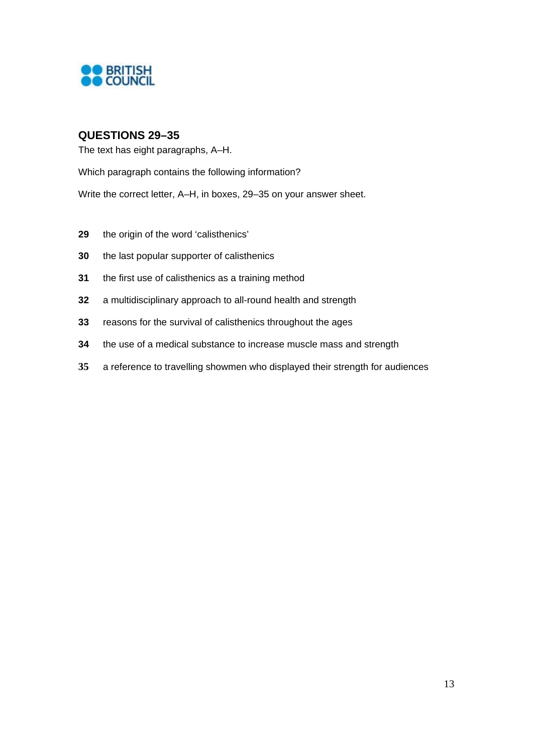## QUESTIONS 29–35

The text has eight paragraphs, A–H.

Which paragraph contains the following information?

Write the correct letter, A–H, in boxes, 29–35 on your answer sheet.

**29** the origin of the word 'calisthenics'

**30** the last popular supporter of calisthenics

**31** the first use of calisthenics as a training method

**32** a multidisciplinary approach to all-round health and strength

**33** reasons for the survival of calisthenics throughout the ages

**34** the use of a medical substance to increase muscle mass and strength

**35** a reference to travelling showmen who displayed their strength for audiences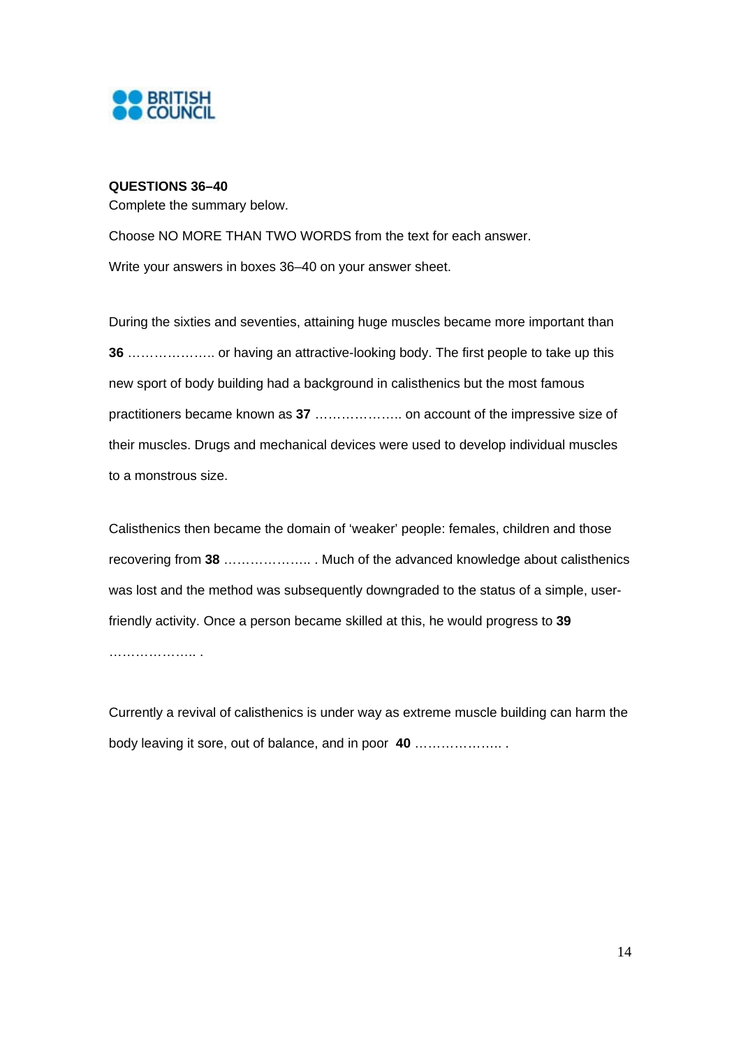**QUESTIONS 36–40**

Complete the summary below.

Choose NO MORE THAN TWO WORDS from the text for each answer.

Write your answers in boxes 36–40 on your answer sheet.

During the sixties and seventies, attaining huge muscles became more important than **36** ……………….. or having an attractive-looking body. The first people to take up this new sport of body building had a background in calisthenics but the most famous practitioners became known as **37** ……………….. on account of the impressive size of their muscles. Drugs and mechanical devices were used to develop individual muscles to a monstrous size.

Calisthenics then became the domain of 'weaker' people: females, children and those recovering from **38** ……………….. . Much of the advanced knowledge about calisthenics was lost and the method was subsequently downgraded to the status of a simple, user-friendly activity. Once a person became skilled at this, he would progress to **39** ……………….. .

Currently a revival of calisthenics is under way as extreme muscle building can harm the body leaving it sore, out of balance, and in poor **40** ……………….. .